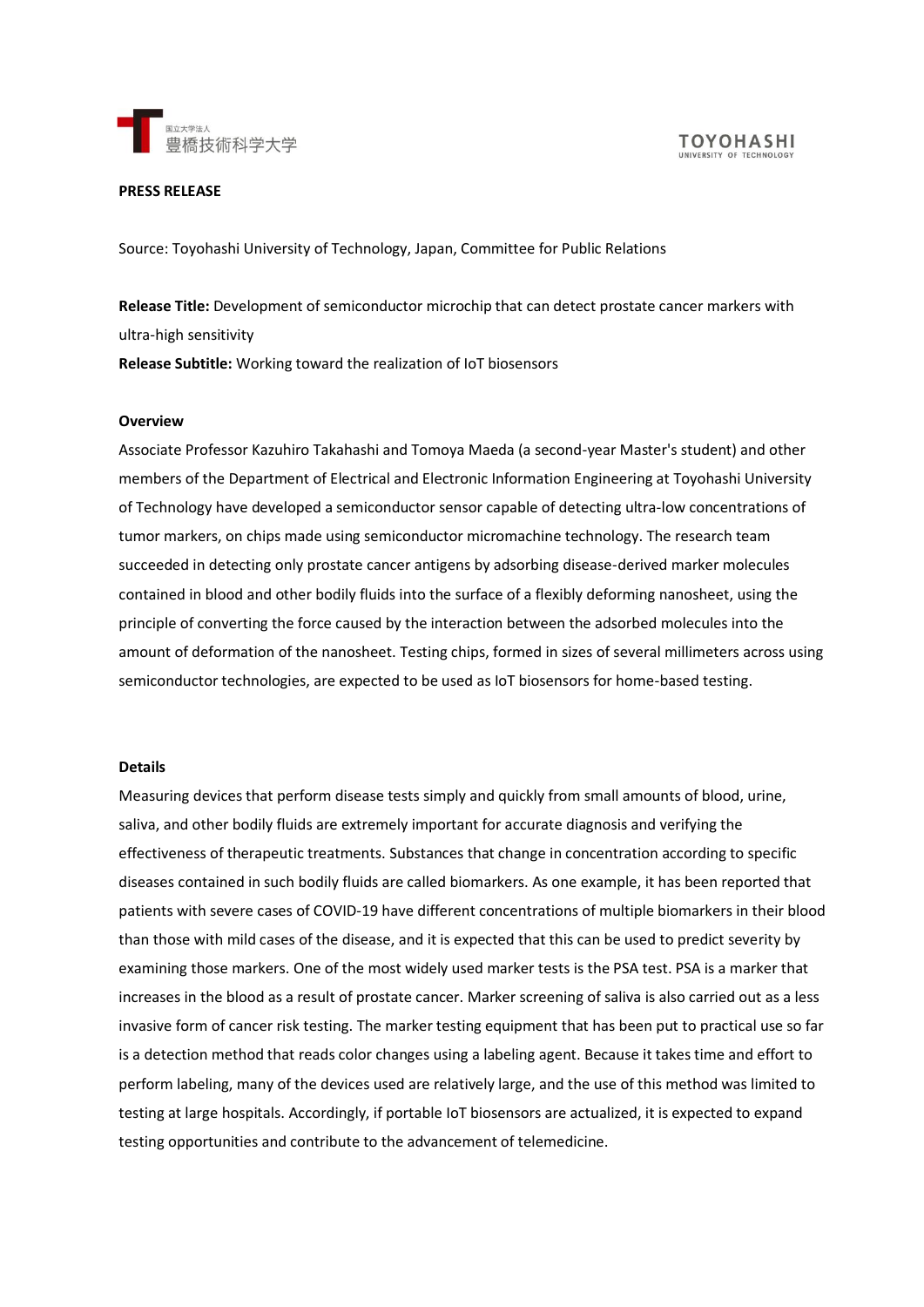**PRESS RELEASE**

Source: Toyohashi University of Technology, Japan, Committee for Public Relations

**Release Title:** Development of semiconductor microchip that can detect prostate cancer markers with ultra-high sensitivity

**Release Subtitle:** Working toward the realization of IoT biosensors

**Overview**

Associate Professor Kazuhiro Takahashi and Tomoya Maeda (a second-year Master's student) and other members of the Department of Electrical and Electronic Information Engineering at Toyohashi University of Technology have developed a semiconductor sensor capable of detecting ultra-low concentrations of tumor markers, on chips made using semiconductor micromachine technology. The research team succeeded in detecting only prostate cancer antigens by adsorbing disease-derived marker molecules contained in blood and other bodily fluids into the surface of a flexibly deforming nanosheet, using the principle of converting the force caused by the interaction between the adsorbed molecules into the amount of deformation of the nanosheet. Testing chips, formed in sizes of several millimeters across using semiconductor technologies, are expected to be used as IoT biosensors for home-based testing.

**Details**

Measuring devices that perform disease tests simply and quickly from small amounts of blood, urine, saliva, and other bodily fluids are extremely important for accurate diagnosis and verifying the effectiveness of therapeutic treatments. Substances that change in concentration according to specific diseases contained in such bodily fluids are called biomarkers. As one example, it has been reported that patients with severe cases of COVID-19 have different concentrations of multiple biomarkers in their blood than those with mild cases of the disease, and it is expected that this can be used to predict severity by examining those markers. One of the most widely used marker tests is the PSA test. PSA is a marker that increases in the blood as a result of prostate cancer. Marker screening of saliva is also carried out as a less invasive form of cancer risk testing. The marker testing equipment that has been put to practical use so far is a detection method that reads color changes using a labeling agent. Because it takes time and effort to perform labeling, many of the devices used are relatively large, and the use of this method was limited to testing at large hospitals. Accordingly, if portable IoT biosensors are actualized, it is expected to expand testing opportunities and contribute to the advancement of telemedicine.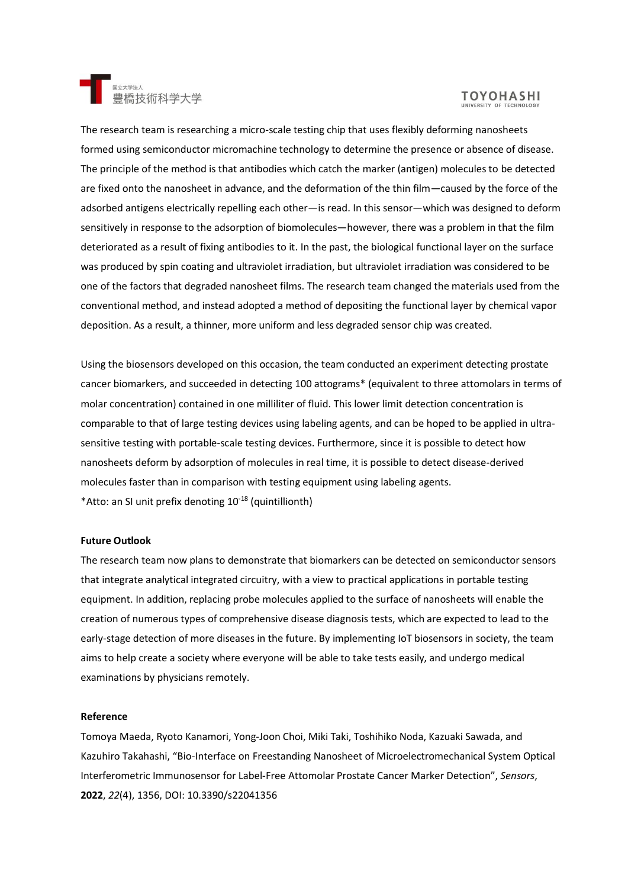The research team is researching a micro-scale testing chip that uses flexibly deforming nanosheets formed using semiconductor micromachine technology to determine the presence or absence of disease. The principle of the method is that antibodies which catch the marker (antigen) molecules to be detected are fixed onto the nanosheet in advance, and the deformation of the thin film—caused by the force of the adsorbed antigens electrically repelling each other—is read. In this sensor—which was designed to deform sensitively in response to the adsorption of biomolecules—however, there was a problem in that the film deteriorated as a result of fixing antibodies to it. In the past, the biological functional layer on the surface was produced by spin coating and ultraviolet irradiation, but ultraviolet irradiation was considered to be one of the factors that degraded nanosheet films. The research team changed the materials used from the conventional method, and instead adopted a method of depositing the functional layer by chemical vapor deposition. As a result, a thinner, more uniform and less degraded sensor chip was created.

Using the biosensors developed on this occasion, the team conducted an experiment detecting prostate cancer biomarkers, and succeeded in detecting 100 attograms* (equivalent to three attomolars in terms of molar concentration) contained in one milliliter of fluid. This lower limit detection concentration is comparable to that of large testing devices using labeling agents, and can be hoped to be applied in ultra-sensitive testing with portable-scale testing devices. Furthermore, since it is possible to detect how nanosheets deform by adsorption of molecules in real time, it is possible to detect disease-derived molecules faster than in comparison with testing equipment using labeling agents.
*Atto: an SI unit prefix denoting $10^{-18}$ (quintillionth)

**Future Outlook**

The research team now plans to demonstrate that biomarkers can be detected on semiconductor sensors that integrate analytical integrated circuitry, with a view to practical applications in portable testing equipment. In addition, replacing probe molecules applied to the surface of nanosheets will enable the creation of numerous types of comprehensive disease diagnosis tests, which are expected to lead to the early-stage detection of more diseases in the future. By implementing IoT biosensors in society, the team aims to help create a society where everyone will be able to take tests easily, and undergo medical examinations by physicians remotely.

**Reference**

Tomoya Maeda, Ryoto Kanamori, Yong-Joon Choi, Miki Taki, Toshihiko Noda, Kazuaki Sawada, and Kazuhiro Takahashi, "Bio-Interface on Freestanding Nanosheet of Microelectromechanical System Optical Interferometric Immunosensor for Label-Free Attomolar Prostate Cancer Marker Detection", *Sensors*, **2022**, *22*(4), 1356, DOI: 10.3390/s22041356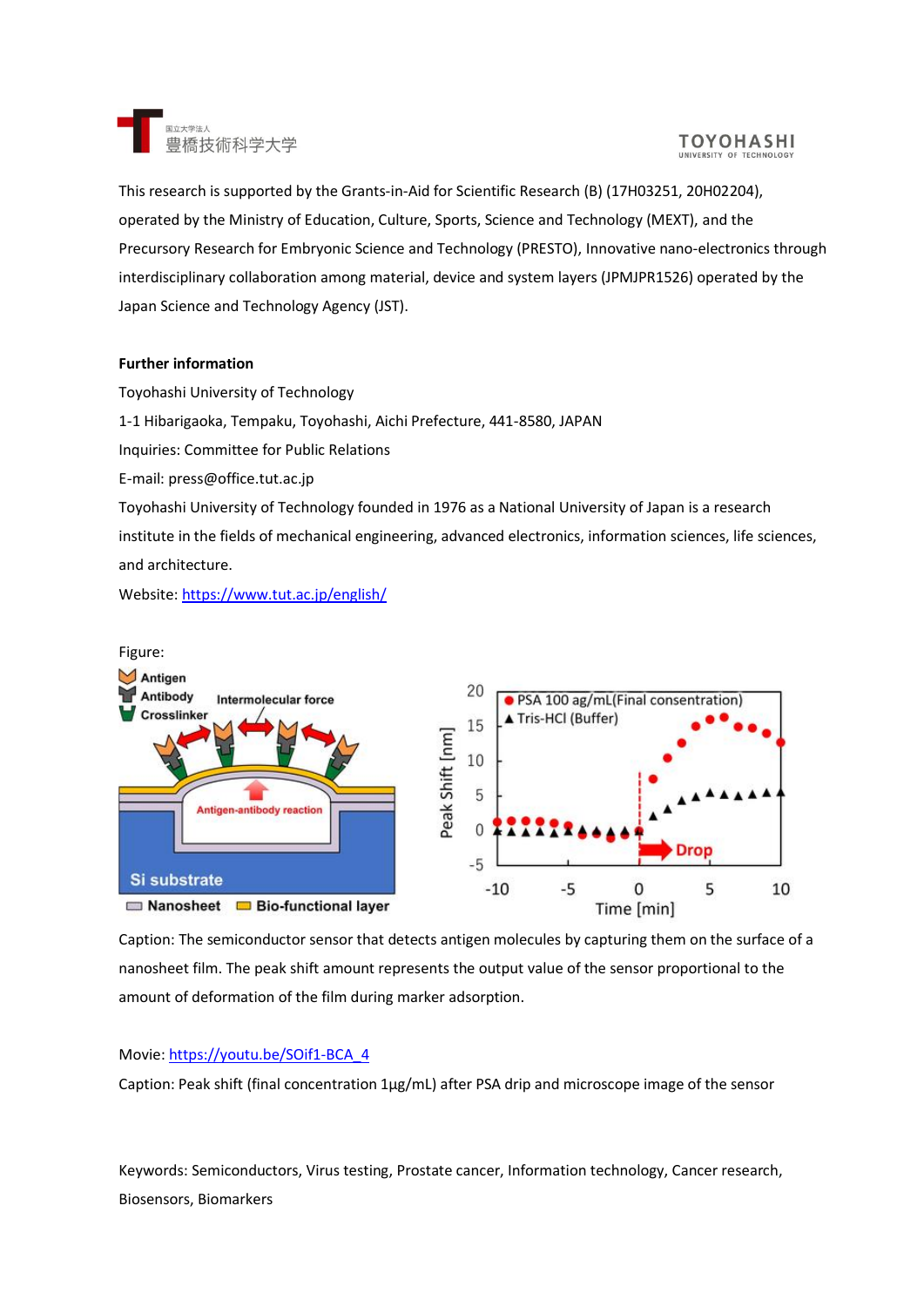This research is supported by the Grants-in-Aid for Scientific Research (B) (17H03251, 20H02204), operated by the Ministry of Education, Culture, Sports, Science and Technology (MEXT), and the Precursory Research for Embryonic Science and Technology (PRESTO), Innovative nano-electronics through interdisciplinary collaboration among material, device and system layers (JPMJPR1526) operated by the Japan Science and Technology Agency (JST).

**Further information**

Toyohashi University of Technology

1-1 Hibarigaoka, Tempaku, Toyohashi, Aichi Prefecture, 441-8580, JAPAN

Inquiries: Committee for Public Relations

E-mail: press@office.tut.ac.jp

Toyohashi University of Technology founded in 1976 as a National University of Japan is a research institute in the fields of mechanical engineering, advanced electronics, information sciences, life sciences, and architecture.

Website: [https://www.tut.ac.jp/english/](https://www.tut.ac.jp/english/)

Figure:

Antigen
Antibody
Crosslinker
Intermolecular force
Antigen-antibody reaction
Si substrate
Nanosheet
Bio-functional layer

PSA 100 ag/mL(Final consentration)
Tris-HCl (Buffer)
Peak Shift [nm]
20
15
10
5
0
-5
-10
-5
0
5
10
Time [min]
Drop

Caption: The semiconductor sensor that detects antigen molecules by capturing them on the surface of a nanosheet film. The peak shift amount represents the output value of the sensor proportional to the amount of deformation of the film during marker adsorption.

Movie: [https://youtu.be/SOif1-BCA_4](https://youtu.be/SOif1-BCA_4)

Caption: Peak shift (final concentration 1μg/mL) after PSA drip and microscope image of the sensor

Keywords: Semiconductors, Virus testing, Prostate cancer, Information technology, Cancer research, Biosensors, Biomarkers